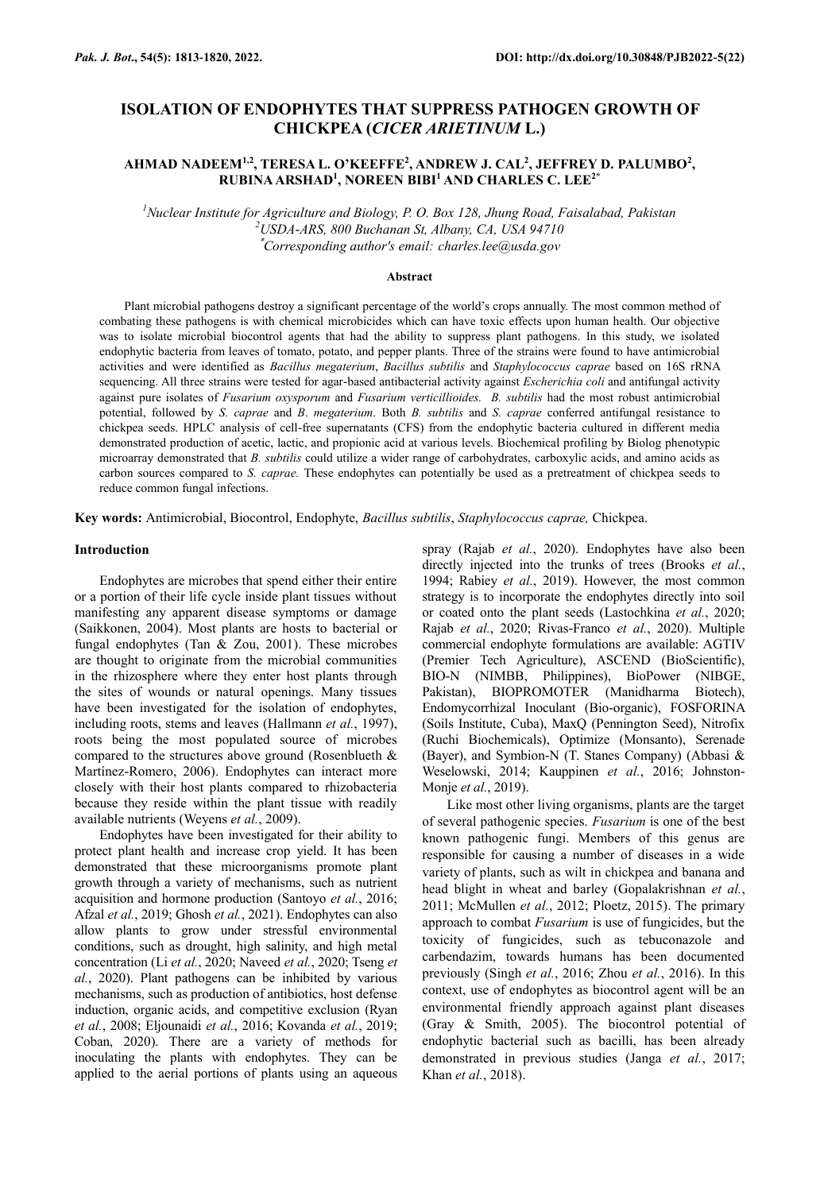# ISOLATION OF ENDOPHYTES THAT SUPPRESS PATHOGEN GROWTH OF CHICKPEA (*CICER ARIETINUM* L.)

**AHMAD NADEEM[1,2], TERESA L. O'KEEFFE[2], ANDREW J. CAL[2], JEFFREY D. PALUMBO[2], RUBINA ARSHAD[1], NOREEN BIBI[1] AND CHARLES C. LEE[2*]**

[1]*Nuclear Institute for Agriculture and Biology, P. O. Box 128, Jhung Road, Faisalabad, Pakistan*
[2]*USDA-ARS, 800 Buchanan St, Albany, CA, USA 94710*
[*]*Corresponding author's email: charles.lee@usda.gov*

### Abstract

Plant microbial pathogens destroy a significant percentage of the world's crops annually. The most common method of combating these pathogens is with chemical microbicides which can have toxic effects upon human health. Our objective was to isolate microbial biocontrol agents that had the ability to suppress plant pathogens. In this study, we isolated endophytic bacteria from leaves of tomato, potato, and pepper plants. Three of the strains were found to have antimicrobial activities and were identified as *Bacillus megaterium*, *Bacillus subtilis* and *Staphylococcus caprae* based on 16S rRNA sequencing. All three strains were tested for agar-based antibacterial activity against *Escherichia coli* and antifungal activity against pure isolates of *Fusarium oxysporum* and *Fusarium verticillioides*. *B. subtilis* had the most robust antimicrobial potential, followed by *S. caprae* and *B*. *megaterium*. Both *B. subtilis* and *S. caprae* conferred antifungal resistance to chickpea seeds. HPLC analysis of cell-free supernatants (CFS) from the endophytic bacteria cultured in different media demonstrated production of acetic, lactic, and propionic acid at various levels. Biochemical profiling by Biolog phenotypic microarray demonstrated that *B. subtilis* could utilize a wider range of carbohydrates, carboxylic acids, and amino acids as carbon sources compared to *S. caprae.* These endophytes can potentially be used as a pretreatment of chickpea seeds to reduce common fungal infections.

**Key words:** Antimicrobial, Biocontrol, Endophyte, *Bacillus subtilis*, *Staphylococcus caprae,* Chickpea.

## Introduction

Endophytes are microbes that spend either their entire or a portion of their life cycle inside plant tissues without manifesting any apparent disease symptoms or damage (Saikkonen, 2004). Most plants are hosts to bacterial or fungal endophytes (Tan & Zou, 2001). These microbes are thought to originate from the microbial communities in the rhizosphere where they enter host plants through the sites of wounds or natural openings. Many tissues have been investigated for the isolation of endophytes, including roots, stems and leaves (Hallmann *et al.*, 1997), roots being the most populated source of microbes compared to the structures above ground (Rosenblueth & Martínez-Romero, 2006). Endophytes can interact more closely with their host plants compared to rhizobacteria because they reside within the plant tissue with readily available nutrients (Weyens *et al.*, 2009).

Endophytes have been investigated for their ability to protect plant health and increase crop yield. It has been demonstrated that these microorganisms promote plant growth through a variety of mechanisms, such as nutrient acquisition and hormone production (Santoyo *et al.*, 2016; Afzal *et al.*, 2019; Ghosh *et al.*, 2021). Endophytes can also allow plants to grow under stressful environmental conditions, such as drought, high salinity, and high metal concentration (Li *et al.*, 2020; Naveed *et al.*, 2020; Tseng *et al.*, 2020). Plant pathogens can be inhibited by various mechanisms, such as production of antibiotics, host defense induction, organic acids, and competitive exclusion (Ryan *et al.*, 2008; Eljounaidi *et al.*, 2016; Kovanda *et al.*, 2019; Coban, 2020). There are a variety of methods for inoculating the plants with endophytes. They can be applied to the aerial portions of plants using an aqueous spray (Rajab *et al.*, 2020). Endophytes have also been directly injected into the trunks of trees (Brooks *et al.*, 1994; Rabiey *et al.*, 2019). However, the most common strategy is to incorporate the endophytes directly into soil or coated onto the plant seeds (Lastochkina *et al.*, 2020; Rajab *et al.*, 2020; Rivas-Franco *et al.*, 2020). Multiple commercial endophyte formulations are available: AGTIV (Premier Tech Agriculture), ASCEND (BioScientific), BIO-N (NIMBB, Philippines), BioPower (NIBGE, Pakistan), BIOPROMOTER (Manidharma Biotech), Endomycorrhizal Inoculant (Bio-organic), FOSFORINA (Soils Institute, Cuba), MaxQ (Pennington Seed), Nitrofix (Ruchi Biochemicals), Optimize (Monsanto), Serenade (Bayer), and Symbion-N (T. Stanes Company) (Abbasi & Weselowski, 2014; Kauppinen *et al.*, 2016; Johnston-Monje *et al.*, 2019).

Like most other living organisms, plants are the target of several pathogenic species. *Fusarium* is one of the best known pathogenic fungi. Members of this genus are responsible for causing a number of diseases in a wide variety of plants, such as wilt in chickpea and banana and head blight in wheat and barley (Gopalakrishnan *et al.*, 2011; McMullen *et al.*, 2012; Ploetz, 2015). The primary approach to combat *Fusarium* is use of fungicides, but the toxicity of fungicides, such as tebuconazole and carbendazim, towards humans has been documented previously (Singh *et al.*, 2016; Zhou *et al.*, 2016). In this context, use of endophytes as biocontrol agent will be an environmental friendly approach against plant diseases (Gray & Smith, 2005). The biocontrol potential of endophytic bacterial such as bacilli, has been already demonstrated in previous studies (Janga *et al.*, 2017; Khan *et al.*, 2018).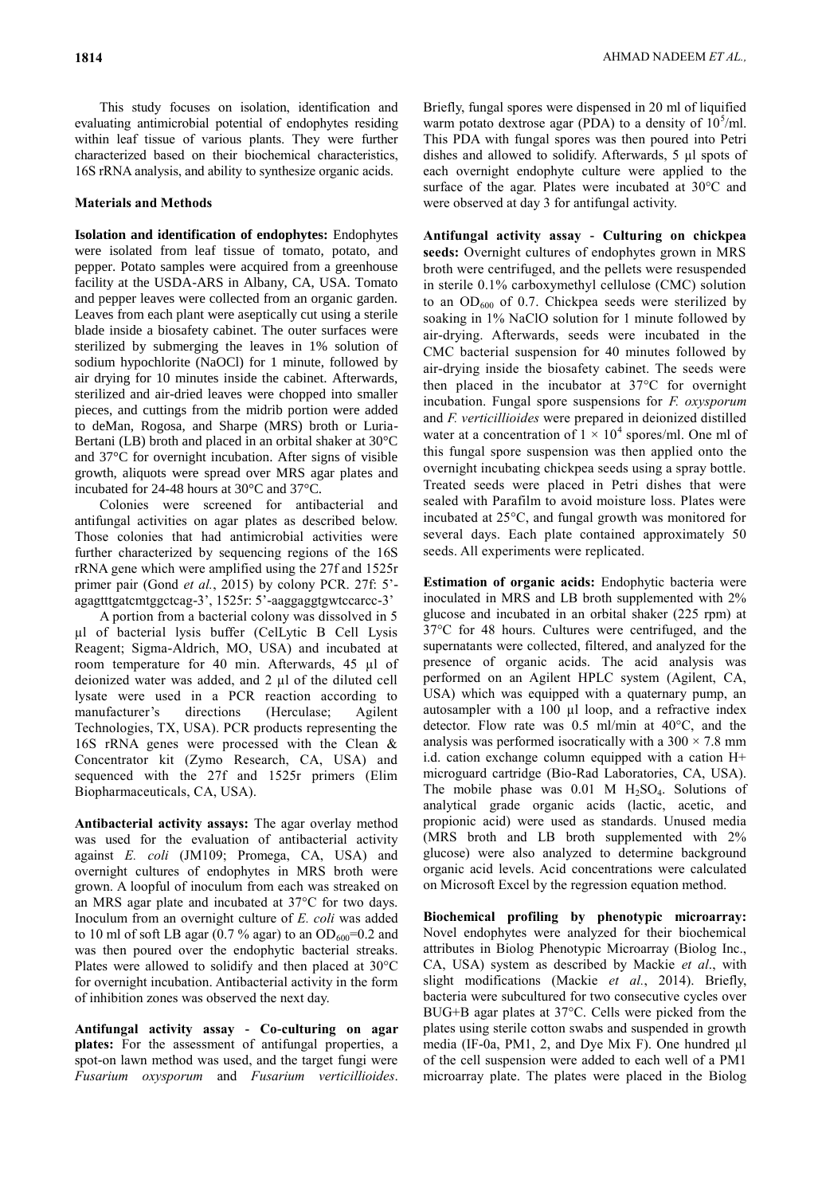This study focuses on isolation, identification and evaluating antimicrobial potential of endophytes residing within leaf tissue of various plants. They were further characterized based on their biochemical characteristics, 16S rRNA analysis, and ability to synthesize organic acids.

## Materials and Methods

**Isolation and identification of endophytes:** Endophytes were isolated from leaf tissue of tomato, potato, and pepper. Potato samples were acquired from a greenhouse facility at the USDA-ARS in Albany, CA, USA. Tomato and pepper leaves were collected from an organic garden. Leaves from each plant were aseptically cut using a sterile blade inside a biosafety cabinet. The outer surfaces were sterilized by submerging the leaves in 1% solution of sodium hypochlorite (NaOCl) for 1 minute, followed by air drying for 10 minutes inside the cabinet. Afterwards, sterilized and air-dried leaves were chopped into smaller pieces, and cuttings from the midrib portion were added to deMan, Rogosa, and Sharpe (MRS) broth or Luria-Bertani (LB) broth and placed in an orbital shaker at 30°C and 37°C for overnight incubation. After signs of visible growth, aliquots were spread over MRS agar plates and incubated for 24-48 hours at 30°C and 37°C.

Colonies were screened for antibacterial and antifungal activities on agar plates as described below. Those colonies that had antimicrobial activities were further characterized by sequencing regions of the 16S rRNA gene which were amplified using the 27f and 1525r primer pair (Gond *et al.*, 2015) by colony PCR. 27f: 5'-agagtttgatcmtggctcag-3', 1525r: 5'-aaggaggtgwtccarcc-3'

A portion from a bacterial colony was dissolved in 5 µl of bacterial lysis buffer (CelLytic B Cell Lysis Reagent; Sigma-Aldrich, MO, USA) and incubated at room temperature for 40 min. Afterwards, 45 µl of deionized water was added, and 2 µl of the diluted cell lysate were used in a PCR reaction according to manufacturer's directions (Herculase; Agilent Technologies, TX, USA). PCR products representing the 16S rRNA genes were processed with the Clean & Concentrator kit (Zymo Research, CA, USA) and sequenced with the 27f and 1525r primers (Elim Biopharmaceuticals, CA, USA).

**Antibacterial activity assays:** The agar overlay method was used for the evaluation of antibacterial activity against *E. coli* (JM109; Promega, CA, USA) and overnight cultures of endophytes in MRS broth were grown. A loopful of inoculum from each was streaked on an MRS agar plate and incubated at 37°C for two days. Inoculum from an overnight culture of *E. coli* was added to 10 ml of soft LB agar (0.7 % agar) to an $OD_{600}$=0.2 and was then poured over the endophytic bacterial streaks. Plates were allowed to solidify and then placed at 30°C for overnight incubation. Antibacterial activity in the form of inhibition zones was observed the next day.

**Antifungal activity assay - Co-culturing on agar plates:** For the assessment of antifungal properties, a spot-on lawn method was used, and the target fungi were *Fusarium oxysporum* and *Fusarium verticillioides*. Briefly, fungal spores were dispensed in 20 ml of liquified warm potato dextrose agar (PDA) to a density of $10^5$/ml. This PDA with fungal spores was then poured into Petri dishes and allowed to solidify. Afterwards, 5 µl spots of each overnight endophyte culture were applied to the surface of the agar. Plates were incubated at 30°C and were observed at day 3 for antifungal activity.

**Antifungal activity assay - Culturing on chickpea seeds:** Overnight cultures of endophytes grown in MRS broth were centrifuged, and the pellets were resuspended in sterile 0.1% carboxymethyl cellulose (CMC) solution to an $OD_{600}$ of 0.7. Chickpea seeds were sterilized by soaking in 1% NaClO solution for 1 minute followed by air-drying. Afterwards, seeds were incubated in the CMC bacterial suspension for 40 minutes followed by air-drying inside the biosafety cabinet. The seeds were then placed in the incubator at 37°C for overnight incubation. Fungal spore suspensions for *F. oxysporum* and *F. verticillioides* were prepared in deionized distilled water at a concentration of $1 \times 10^4$ spores/ml. One ml of this fungal spore suspension was then applied onto the overnight incubating chickpea seeds using a spray bottle. Treated seeds were placed in Petri dishes that were sealed with Parafilm to avoid moisture loss. Plates were incubated at 25°C, and fungal growth was monitored for several days. Each plate contained approximately 50 seeds. All experiments were replicated.

**Estimation of organic acids:** Endophytic bacteria were inoculated in MRS and LB broth supplemented with 2% glucose and incubated in an orbital shaker (225 rpm) at 37°C for 48 hours. Cultures were centrifuged, and the supernatants were collected, filtered, and analyzed for the presence of organic acids. The acid analysis was performed on an Agilent HPLC system (Agilent, CA, USA) which was equipped with a quaternary pump, an autosampler with a 100 µl loop, and a refractive index detector. Flow rate was 0.5 ml/min at 40°C, and the analysis was performed isocratically with a 300 × 7.8 mm i.d. cation exchange column equipped with a cation H+ microguard cartridge (Bio-Rad Laboratories, CA, USA). The mobile phase was 0.01 M $H_2SO_4$. Solutions of analytical grade organic acids (lactic, acetic, and propionic acid) were used as standards. Unused media (MRS broth and LB broth supplemented with 2% glucose) were also analyzed to determine background organic acid levels. Acid concentrations were calculated on Microsoft Excel by the regression equation method.

**Biochemical profiling by phenotypic microarray:** Novel endophytes were analyzed for their biochemical attributes in Biolog Phenotypic Microarray (Biolog Inc., CA, USA) system as described by Mackie *et al*., 2014) with slight modifications (Mackie *et al.*, 2014). Briefly, bacteria were subcultured for two consecutive cycles over BUG+B agar plates at 37°C. Cells were picked from the plates using sterile cotton swabs and suspended in growth media (IF-0a, PM1, 2, and Dye Mix F). One hundred µl of the cell suspension were added to each well of a PM1 microarray plate. The plates were placed in the Biolog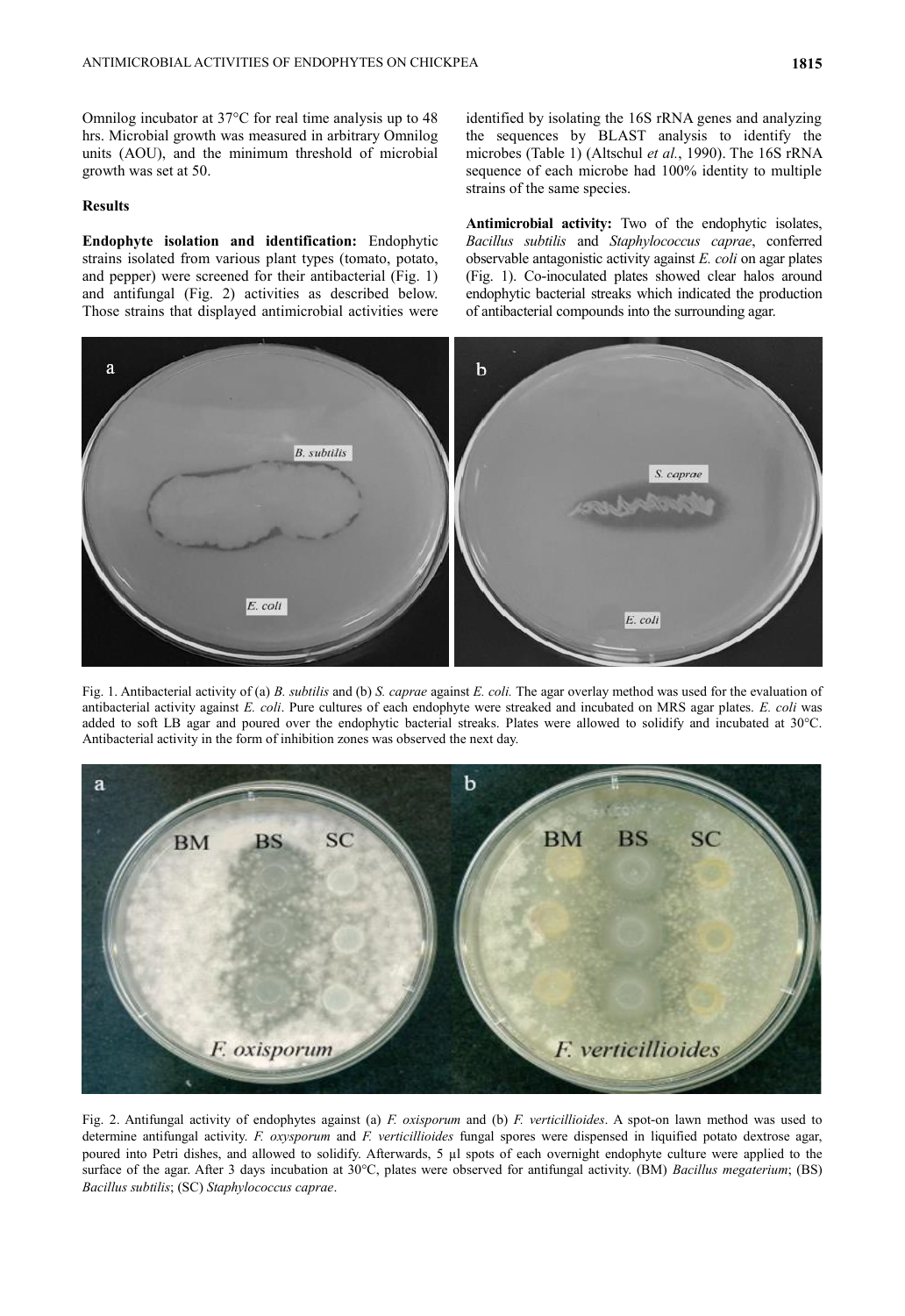Omnilog incubator at 37°C for real time analysis up to 48 hrs. Microbial growth was measured in arbitrary Omnilog units (AOU), and the minimum threshold of microbial growth was set at 50.

## Results

**Endophyte isolation and identification:** Endophytic strains isolated from various plant types (tomato, potato, and pepper) were screened for their antibacterial (Fig. 1) and antifungal (Fig. 2) activities as described below. Those strains that displayed antimicrobial activities were identified by isolating the 16S rRNA genes and analyzing the sequences by BLAST analysis to identify the microbes (Table 1) (Altschul *et al.*, 1990). The 16S rRNA sequence of each microbe had 100% identity to multiple strains of the same species.

**Antimicrobial activity:** Two of the endophytic isolates, *Bacillus subtilis* and *Staphylococcus caprae*, conferred observable antagonistic activity against *E. coli* on agar plates (Fig. 1). Co-inoculated plates showed clear halos around endophytic bacterial streaks which indicated the production of antibacterial compounds into the surrounding agar.

a

*B. subtilis*

*E. coli*

b

*S. caprae*

*E. coli*

Fig. 1. Antibacterial activity of (a) *B. subtilis* and (b) *S. caprae* against *E. coli.* The agar overlay method was used for the evaluation of antibacterial activity against *E. coli*. Pure cultures of each endophyte were streaked and incubated on MRS agar plates. *E. coli* was added to soft LB agar and poured over the endophytic bacterial streaks. Plates were allowed to solidify and incubated at 30°C. Antibacterial activity in the form of inhibition zones was observed the next day.

a

BM BS SC

*F. oxisporum*

b

BM BS SC

*F. verticillioides*

Fig. 2. Antifungal activity of endophytes against (a) *F. oxisporum* and (b) *F. verticillioides*. A spot-on lawn method was used to determine antifungal activity. *F. oxysporum* and *F. verticillioides* fungal spores were dispensed in liquified potato dextrose agar, poured into Petri dishes, and allowed to solidify. Afterwards, 5 µl spots of each overnight endophyte culture were applied to the surface of the agar. After 3 days incubation at 30°C, plates were observed for antifungal activity. (BM) *Bacillus megaterium*; (BS) *Bacillus subtilis*; (SC) *Staphylococcus caprae*.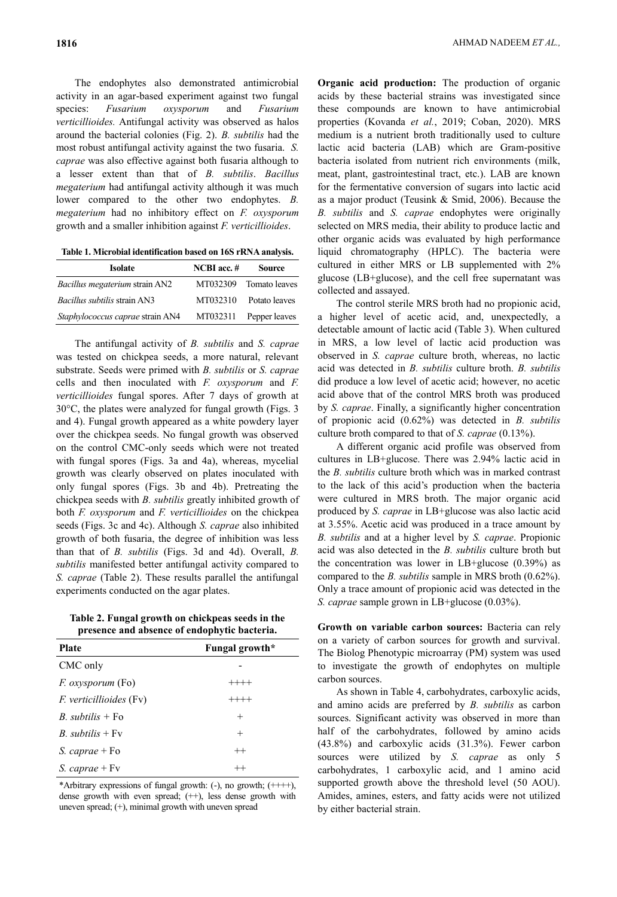The endophytes also demonstrated antimicrobial activity in an agar-based experiment against two fungal species: *Fusarium oxysporum* and *Fusarium verticillioides.* Antifungal activity was observed as halos around the bacterial colonies (Fig. 2). *B. subtilis* had the most robust antifungal activity against the two fusaria. *S. caprae* was also effective against both fusaria although to a lesser extent than that of *B. subtilis*. *Bacillus megaterium* had antifungal activity although it was much lower compared to the other two endophytes. *B. megaterium* had no inhibitory effect on *F. oxysporum* growth and a smaller inhibition against *F. verticillioides*.

**Table 1. Microbial identification based on 16S rRNA analysis.**

| Isolate | NCBI acc. # | Source |
|---|---|---|
| *Bacillus megaterium* strain AN2 | MT032309 | Tomato leaves |
| *Bacillus subtilis* strain AN3 | MT032310 | Potato leaves |
| *Staphylococcus caprae* strain AN4 | MT032311 | Pepper leaves |

The antifungal activity of *B. subtilis* and *S. caprae* was tested on chickpea seeds, a more natural, relevant substrate. Seeds were primed with *B. subtilis* or *S. caprae* cells and then inoculated with *F. oxysporum* and *F. verticillioides* fungal spores. After 7 days of growth at 30°C, the plates were analyzed for fungal growth (Figs. 3 and 4). Fungal growth appeared as a white powdery layer over the chickpea seeds. No fungal growth was observed on the control CMC-only seeds which were not treated with fungal spores (Figs. 3a and 4a), whereas, mycelial growth was clearly observed on plates inoculated with only fungal spores (Figs. 3b and 4b). Pretreating the chickpea seeds with *B. subtilis* greatly inhibited growth of both *F. oxysporum* and *F. verticillioides* on the chickpea seeds (Figs. 3c and 4c). Although *S. caprae* also inhibited growth of both fusaria, the degree of inhibition was less than that of *B. subtilis* (Figs. 3d and 4d). Overall, *B. subtilis* manifested better antifungal activity compared to *S. caprae* (Table 2). These results parallel the antifungal experiments conducted on the agar plates.

**Table 2. Fungal growth on chickpeas seeds in the presence and absence of endophytic bacteria.**

| Plate | Fungal growth* |
|---|---|
| CMC only | - |
| *F. oxysporum* (Fo) | ++++ |
| *F. verticillioides* (Fv) | ++++ |
| *B. subtilis* + Fo | + |
| *B. subtilis* + Fv | + |
| *S. caprae* + Fo | ++ |
| *S. caprae* + Fv | ++ |

*Arbitrary expressions of fungal growth: (-), no growth; (++++), dense growth with even spread; (++), less dense growth with uneven spread; (+), minimal growth with uneven spread

**Organic acid production:** The production of organic acids by these bacterial strains was investigated since these compounds are known to have antimicrobial properties (Kovanda *et al.*, 2019; Coban, 2020). MRS medium is a nutrient broth traditionally used to culture lactic acid bacteria (LAB) which are Gram-positive bacteria isolated from nutrient rich environments (milk, meat, plant, gastrointestinal tract, etc.). LAB are known for the fermentative conversion of sugars into lactic acid as a major product (Teusink & Smid, 2006). Because the *B. subtilis* and *S. caprae* endophytes were originally selected on MRS media, their ability to produce lactic and other organic acids was evaluated by high performance liquid chromatography (HPLC). The bacteria were cultured in either MRS or LB supplemented with 2% glucose (LB+glucose), and the cell free supernatant was collected and assayed.

The control sterile MRS broth had no propionic acid, a higher level of acetic acid, and, unexpectedly, a detectable amount of lactic acid (Table 3). When cultured in MRS, a low level of lactic acid production was observed in *S. caprae* culture broth, whereas, no lactic acid was detected in *B. subtilis* culture broth. *B. subtilis* did produce a low level of acetic acid; however, no acetic acid above that of the control MRS broth was produced by *S. caprae*. Finally, a significantly higher concentration of propionic acid (0.62%) was detected in *B. subtilis* culture broth compared to that of *S. caprae* (0.13%).

A different organic acid profile was observed from cultures in LB+glucose. There was 2.94% lactic acid in the *B. subtilis* culture broth which was in marked contrast to the lack of this acid's production when the bacteria were cultured in MRS broth. The major organic acid produced by *S. caprae* in LB+glucose was also lactic acid at 3.55%. Acetic acid was produced in a trace amount by *B. subtilis* and at a higher level by *S. caprae*. Propionic acid was also detected in the *B. subtilis* culture broth but the concentration was lower in LB+glucose (0.39%) as compared to the *B. subtilis* sample in MRS broth (0.62%). Only a trace amount of propionic acid was detected in the *S. caprae* sample grown in LB+glucose (0.03%).

**Growth on variable carbon sources:** Bacteria can rely on a variety of carbon sources for growth and survival. The Biolog Phenotypic microarray (PM) system was used to investigate the growth of endophytes on multiple carbon sources.

As shown in Table 4, carbohydrates, carboxylic acids, and amino acids are preferred by *B. subtilis* as carbon sources. Significant activity was observed in more than half of the carbohydrates, followed by amino acids (43.8%) and carboxylic acids (31.3%). Fewer carbon sources were utilized by *S. caprae* as only 5 carbohydrates, 1 carboxylic acid, and 1 amino acid supported growth above the threshold level (50 AOU). Amides, amines, esters, and fatty acids were not utilized by either bacterial strain.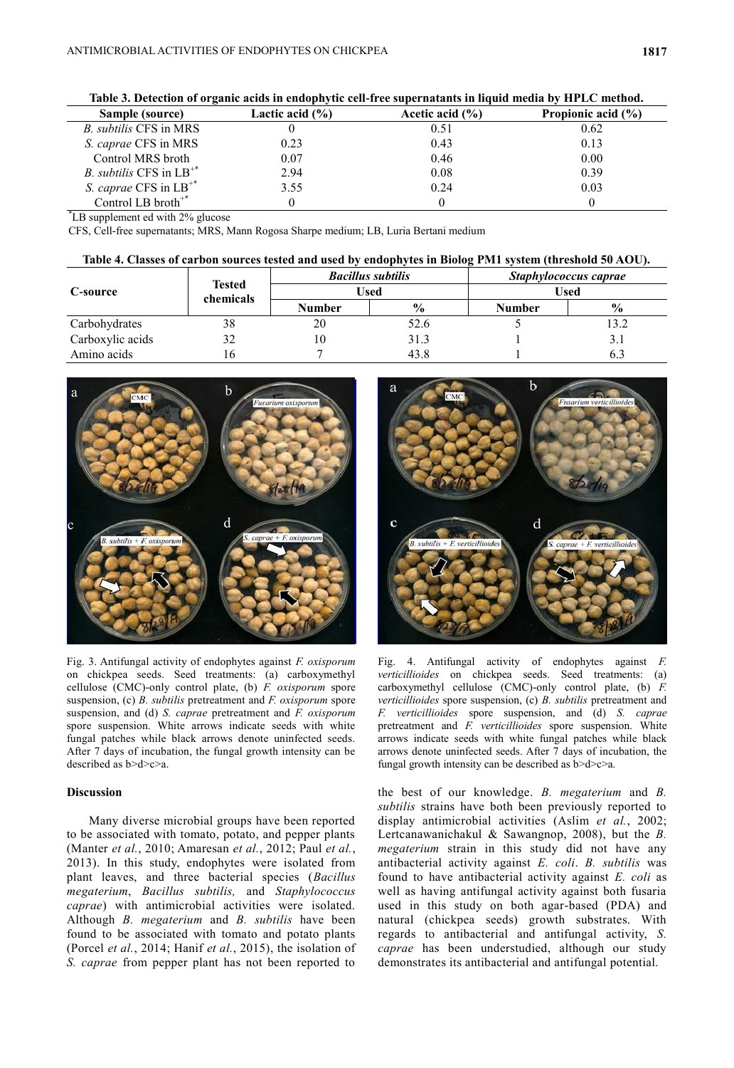**Table 3. Detection of organic acids in endophytic cell-free supernatants in liquid media by HPLC method.**

| Sample (source) | Lactic acid (%) | Acetic acid (%) | Propionic acid (%) |
|---|---|---|---|
| *B. subtilis* CFS in MRS | 0 | 0.51 | 0.62 |
| *S. caprae* CFS in MRS | 0.23 | 0.43 | 0.13 |
| Control MRS broth | 0.07 | 0.46 | 0.00 |
| *B. subtilis* CFS in LB[+*] | 2.94 | 0.08 | 0.39 |
| *S. caprae* CFS in LB[+*] | 3.55 | 0.24 | 0.03 |
| Control LB broth[+*] | 0 | 0 | 0 |

[*]LB supplement ed with 2% glucose

CFS, Cell-free supernatants; MRS, Mann Rogosa Sharpe medium; LB, Luria Bertani medium

**Table 4. Classes of carbon sources tested and used by endophytes in Biolog PM1 system (threshold 50 AOU).**

| C-source | Tested chemicals | *Bacillus subtilis* | | *Staphylococcus caprae* | |
|---|---|---|---|---|---|
| | | Used | | Used | |
| | | Number | % | Number | % |
| Carbohydrates | 38 | 20 | 52.6 | 5 | 13.2 |
| Carboxylic acids | 32 | 10 | 31.3 | 1 | 3.1 |
| Amino acids | 16 | 7 | 43.8 | 1 | 6.3 |

Fig. 3. Antifungal activity of endophytes against *F. oxisporum* on chickpea seeds. Seed treatments: (a) carboxymethyl cellulose (CMC)-only control plate, (b) *F. oxisporum* spore suspension, (c) *B. subtilis* pretreatment and *F. oxisporum* spore suspension, and (d) *S. caprae* pretreatment and *F. oxisporum* spore suspension. White arrows indicate seeds with white fungal patches while black arrows denote uninfected seeds. After 7 days of incubation, the fungal growth intensity can be described as b>d>c>a.

Fig. 4. Antifungal activity of endophytes against *F. verticillioides* on chickpea seeds. Seed treatments: (a) carboxymethyl cellulose (CMC)-only control plate, (b) *F. verticillioides* spore suspension, (c) *B. subtilis* pretreatment and *F. verticillioides* spore suspension, and (d) *S. caprae* pretreatment and *F. verticillioides* spore suspension. White arrows indicate seeds with white fungal patches while black arrows denote uninfected seeds. After 7 days of incubation, the fungal growth intensity can be described as b>d>c>a.

### Discussion

Many diverse microbial groups have been reported to be associated with tomato, potato, and pepper plants (Manter *et al.*, 2010; Amaresan *et al.*, 2012; Paul *et al.*, 2013). In this study, endophytes were isolated from plant leaves, and three bacterial species (*Bacillus megaterium*, *Bacillus subtilis,* and *Staphylococcus caprae*) with antimicrobial activities were isolated. Although *B. megaterium* and *B. subtilis* have been found to be associated with tomato and potato plants (Porcel *et al.*, 2014; Hanif *et al.*, 2015), the isolation of *S. caprae* from pepper plant has not been reported to the best of our knowledge. *B. megaterium* and *B. subtilis* strains have both been previously reported to display antimicrobial activities (Aslim *et al.*, 2002; Lertcanawanichakul & Sawangnop, 2008), but the *B. megaterium* strain in this study did not have any antibacterial activity against *E. coli*. *B. subtilis* was found to have antibacterial activity against *E. coli* as well as having antifungal activity against both fusaria used in this study on both agar-based (PDA) and natural (chickpea seeds) growth substrates. With regards to antibacterial and antifungal activity, *S. caprae* has been understudied, although our study demonstrates its antibacterial and antifungal potential.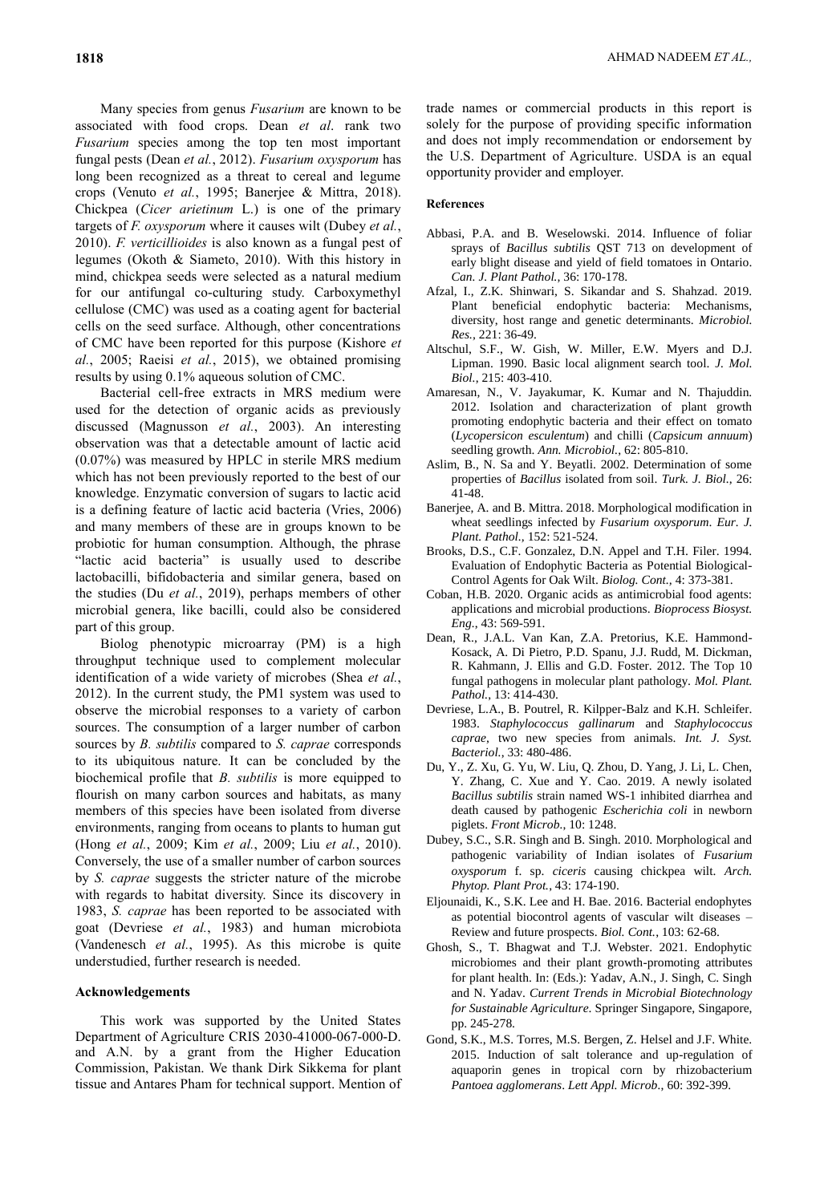Many species from genus *Fusarium* are known to be associated with food crops. Dean *et al*. rank two *Fusarium* species among the top ten most important fungal pests (Dean *et al.*, 2012). *Fusarium oxysporum* has long been recognized as a threat to cereal and legume crops (Venuto *et al.*, 1995; Banerjee & Mittra, 2018). Chickpea (*Cicer arietinum* L.) is one of the primary targets of *F. oxysporum* where it causes wilt (Dubey *et al.*, 2010). *F. verticillioides* is also known as a fungal pest of legumes (Okoth & Siameto, 2010). With this history in mind, chickpea seeds were selected as a natural medium for our antifungal co-culturing study. Carboxymethyl cellulose (CMC) was used as a coating agent for bacterial cells on the seed surface. Although, other concentrations of CMC have been reported for this purpose (Kishore *et al.*, 2005; Raeisi *et al.*, 2015), we obtained promising results by using 0.1% aqueous solution of CMC.

Bacterial cell-free extracts in MRS medium were used for the detection of organic acids as previously discussed (Magnusson *et al.*, 2003). An interesting observation was that a detectable amount of lactic acid (0.07%) was measured by HPLC in sterile MRS medium which has not been previously reported to the best of our knowledge. Enzymatic conversion of sugars to lactic acid is a defining feature of lactic acid bacteria (Vries, 2006) and many members of these are in groups known to be probiotic for human consumption. Although, the phrase "lactic acid bacteria" is usually used to describe lactobacilli, bifidobacteria and similar genera, based on the studies (Du *et al.*, 2019), perhaps members of other microbial genera, like bacilli, could also be considered part of this group.

Biolog phenotypic microarray (PM) is a high throughput technique used to complement molecular identification of a wide variety of microbes (Shea *et al.*, 2012). In the current study, the PM1 system was used to observe the microbial responses to a variety of carbon sources. The consumption of a larger number of carbon sources by *B. subtilis* compared to *S. caprae* corresponds to its ubiquitous nature. It can be concluded by the biochemical profile that *B. subtilis* is more equipped to flourish on many carbon sources and habitats, as many members of this species have been isolated from diverse environments, ranging from oceans to plants to human gut (Hong *et al.*, 2009; Kim *et al.*, 2009; Liu *et al.*, 2010). Conversely, the use of a smaller number of carbon sources by *S. caprae* suggests the stricter nature of the microbe with regards to habitat diversity. Since its discovery in 1983, *S. caprae* has been reported to be associated with goat (Devriese *et al.*, 1983) and human microbiota (Vandenesch *et al.*, 1995). As this microbe is quite understudied, further research is needed.

## Acknowledgements

This work was supported by the United States Department of Agriculture CRIS 2030-41000-067-000-D. and A.N. by a grant from the Higher Education Commission, Pakistan. We thank Dirk Sikkema for plant tissue and Antares Pham for technical support. Mention of trade names or commercial products in this report is solely for the purpose of providing specific information and does not imply recommendation or endorsement by the U.S. Department of Agriculture. USDA is an equal opportunity provider and employer.

## References

Abbasi, P.A. and B. Weselowski. 2014. Influence of foliar sprays of *Bacillus subtilis* QST 713 on development of early blight disease and yield of field tomatoes in Ontario. *Can. J. Plant Pathol.*, 36: 170-178.

Afzal, I., Z.K. Shinwari, S. Sikandar and S. Shahzad. 2019. Plant beneficial endophytic bacteria: Mechanisms, diversity, host range and genetic determinants. *Microbiol. Res.*, 221: 36-49.

Altschul, S.F., W. Gish, W. Miller, E.W. Myers and D.J. Lipman. 1990. Basic local alignment search tool. *J. Mol. Biol.*, 215: 403-410.

Amaresan, N., V. Jayakumar, K. Kumar and N. Thajuddin. 2012. Isolation and characterization of plant growth promoting endophytic bacteria and their effect on tomato (*Lycopersicon esculentum*) and chilli (*Capsicum annuum*) seedling growth. *Ann. Microbiol.*, 62: 805-810.

Aslim, B., N. Sa and Y. Beyatli. 2002. Determination of some properties of *Bacillus* isolated from soil. *Turk. J. Biol.*, 26: 41-48.

Banerjee, A. and B. Mittra. 2018. Morphological modification in wheat seedlings infected by *Fusarium oxysporum*. *Eur. J. Plant. Pathol.*, 152: 521-524.

Brooks, D.S., C.F. Gonzalez, D.N. Appel and T.H. Filer. 1994. Evaluation of Endophytic Bacteria as Potential Biological-Control Agents for Oak Wilt. *Biolog. Cont.*, 4: 373-381.

Coban, H.B. 2020. Organic acids as antimicrobial food agents: applications and microbial productions. *Bioprocess Biosyst. Eng*., 43: 569-591.

Dean, R., J.A.L. Van Kan, Z.A. Pretorius, K.E. Hammond-Kosack, A. Di Pietro, P.D. Spanu, J.J. Rudd, M. Dickman, R. Kahmann, J. Ellis and G.D. Foster. 2012. The Top 10 fungal pathogens in molecular plant pathology. *Mol. Plant. Pathol.*, 13: 414-430.

Devriese, L.A., B. Poutrel, R. Kilpper-Balz and K.H. Schleifer. 1983. *Staphylococcus gallinarum* and *Staphylococcus caprae*, two new species from animals. *Int. J. Syst. Bacteriol.*, 33: 480-486.

Du, Y., Z. Xu, G. Yu, W. Liu, Q. Zhou, D. Yang, J. Li, L. Chen, Y. Zhang, C. Xue and Y. Cao. 2019. A newly isolated *Bacillus subtilis* strain named WS-1 inhibited diarrhea and death caused by pathogenic *Escherichia coli* in newborn piglets. *Front Microb*., 10: 1248.

Dubey, S.C., S.R. Singh and B. Singh. 2010. Morphological and pathogenic variability of Indian isolates of *Fusarium oxysporum* f. sp. *ciceris* causing chickpea wilt. *Arch. Phytop. Plant Prot.*, 43: 174-190.

Eljounaidi, K., S.K. Lee and H. Bae. 2016. Bacterial endophytes as potential biocontrol agents of vascular wilt diseases – Review and future prospects. *Biol. Cont.*, 103: 62-68.

Ghosh, S., T. Bhagwat and T.J. Webster. 2021. Endophytic microbiomes and their plant growth-promoting attributes for plant health. In: (Eds.): Yadav, A.N., J. Singh, C. Singh and N. Yadav. *Current Trends in Microbial Biotechnology for Sustainable Agriculture*. Springer Singapore, Singapore, pp. 245-278.

Gond, S.K., M.S. Torres, M.S. Bergen, Z. Helsel and J.F. White. 2015. Induction of salt tolerance and up-regulation of aquaporin genes in tropical corn by rhizobacterium *Pantoea agglomerans*. *Lett Appl. Microb*., 60: 392-399.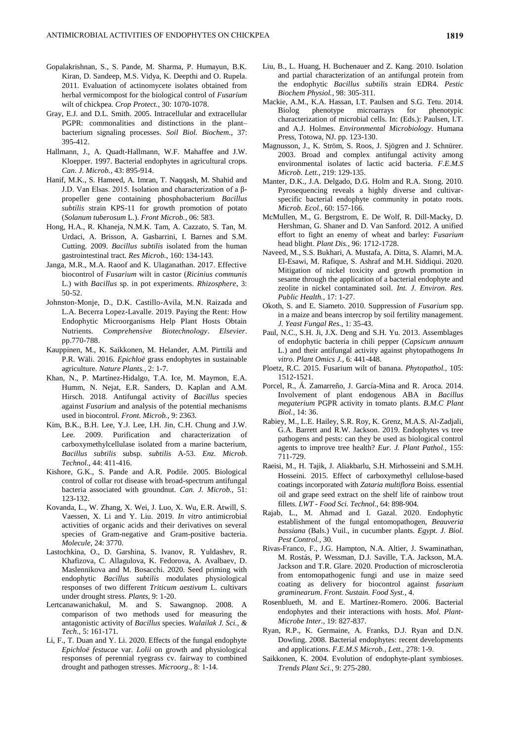Gopalakrishnan, S., S. Pande, M. Sharma, P. Humayun, B.K. Kiran, D. Sandeep, M.S. Vidya, K. Deepthi and O. Rupela. 2011. Evaluation of actinomycete isolates obtained from herbal vermicompost for the biological control of *Fusarium* wilt of chickpea. *Crop Protect.*, 30: 1070-1078.

Gray, E.J. and D.L. Smith. 2005. Intracellular and extracellular PGPR: commonalities and distinctions in the plant–bacterium signaling processes. *Soil Biol. Biochem.,* 37: 395-412.

Hallmann, J., A. Quadt-Hallmann, W.F. Mahaffee and J.W. Kloepper. 1997. Bacterial endophytes in agricultural crops. *Can. J. Microb.,* 43: 895-914.

Hanif, M.K., S. Hameed, A. Imran, T. Naqqash, M. Shahid and J.D. Van Elsas. 2015. Isolation and characterization of a β-propeller gene containing phosphobacterium *Bacillus subtilis* strain KPS-11 for growth promotion of potato (*Solanum tuberosum* L.). *Front Microb.,* 06: 583.

Hong, H.A., R. Khaneja, N.M.K. Tam, A. Cazzato, S. Tan, M. Urdaci, A. Brisson, A. Gasbarrini, I. Barnes and S.M. Cutting. 2009. *Bacillus subtilis* isolated from the human gastrointestinal tract. *Res Microb.,* 160: 134-143.

Janga, M.R., M.A. Raoof and K. Ulaganathan. 2017. Effective biocontrol of *Fusarium* wilt in castor (*Ricinius communis* L.) with *Bacillus* sp. in pot experiments. *Rhizosphere*, 3: 50-52.

Johnston-Monje, D., D.K. Castillo-Avila, M.N. Raizada and L.A. Becerra Lopez-Lavalle. 2019. Paying the Rent: How Endophytic Microorganisms Help Plant Hosts Obtain Nutrients. *Comprehensive Biotechnology*. *Elsevier*. pp.770-788.

Kauppinen, M., K. Saikkonen, M. Helander, A.M. Pirttilä and P.R. Wäli. 2016. *Epichloë* grass endophytes in sustainable agriculture. *Nature Plants.,* 2: 1-7.

Khan, N., P. Martínez-Hidalgo, T.A. Ice, M. Maymon, E.A. Humm, N. Nejat, E.R. Sanders, D. Kaplan and A.M. Hirsch. 2018. Antifungal activity of *Bacillus* species against *Fusarium* and analysis of the potential mechanisms used in biocontrol. *Front. Microb.,* 9: 2363.

Kim, B.K., B.H. Lee, Y.J. Lee, I.H. Jin, C.H. Chung and J.W. Lee. 2009. Purification and characterization of carboxymethylcellulase isolated from a marine bacterium, *Bacillus subtilis* subsp. *subtilis* A-53. *Enz. Microb. Technol.,* 44: 411-416.

Kishore, G.K., S. Pande and A.R. Podile. 2005. Biological control of collar rot disease with broad-spectrum antifungal bacteria associated with groundnut. *Can. J. Microb.,* 51: 123-132.

Kovanda, L., W. Zhang, X. Wei, J. Luo, X. Wu, E.R. Atwill, S. Vaessen, X. Li and Y. Liu. 2019. *In vitro* antimicrobial activities of organic acids and their derivatives on several species of Gram-negative and Gram-positive bacteria. *Molecule*, 24: 3770.

Lastochkina, O., D. Garshina, S. Ivanov, R. Yuldashev, R. Khafizova, C. Allagulova, K. Fedorova, A. Avalbaev, D. Maslennikova and M. Bosacchi. 2020. Seed priming with endophytic *Bacillus subtilis* modulates physiological responses of two different *Triticum aestivum* L. cultivars under drought stress. *Plants*, 9: 1-20.

Lertcanawanichakul, M. and S. Sawangnop. 2008. A comparison of two methods used for measuring the antagonistic activity of *Bacillus* species. *Walailak J. Sci., & Tech.,* 5: 161-171.

Li, F., T. Duan and Y. Li. 2020. Effects of the fungal endophyte *Epichloë festucae* var. *Lolii* on growth and physiological responses of perennial ryegrass cv. fairway to combined drought and pathogen stresses. *Microorg*., 8: 1-14.

Liu, B., L. Huang, H. Buchenauer and Z. Kang. 2010. Isolation and partial characterization of an antifungal protein from the endophytic *Bacillus subtilis* strain EDR4. *Pestic Biochem Physiol.,* 98: 305-311.

Mackie, A.M., K.A. Hassan, I.T. Paulsen and S.G. Tetu. 2014. Biolog phenotype microarrays for phenotypic characterization of microbial cells. In: (Eds.): Paulsen, I.T. and A.J. Holmes. *Environmental Microbiology*. Humana Press, Totowa, NJ. pp. 123-130.

Magnusson, J., K. Ström, S. Roos, J. Sjögren and J. Schnürer. 2003. Broad and complex antifungal activity among environmental isolates of lactic acid bacteria. *F.E.M.S Microb. Lett.,* 219: 129-135.

Manter, D.K., J.A. Delgado, D.G. Holm and R.A. Stong. 2010. Pyrosequencing reveals a highly diverse and cultivar-specific bacterial endophyte community in potato roots. *Microb. Ecol.,* 60: 157-166.

McMullen, M., G. Bergstrom, E. De Wolf, R. Dill-Macky, D. Hershman, G. Shaner and D. Van Sanford. 2012. A unified effort to fight an enemy of wheat and barley: *Fusarium* head blight. *Plant Dis.,* 96: 1712-1728.

Naveed, M., S.S. Bukhari, A. Mustafa, A. Ditta, S. Alamri, M.A. El-Esawi, M. Rafique, S. Ashraf and M.H. Siddiqui. 2020. Mitigation of nickel toxicity and growth promotion in sesame through the application of a bacterial endophyte and zeolite in nickel contaminated soil. *Int. J. Environ. Res. Public Health.,* 17: 1-27.

Okoth, S. and E. Siameto. 2010. Suppression of *Fusarium* spp. in a maize and beans intercrop by soil fertility management. *J. Yeast Fungal Res.,* 1: 35-43.

Paul, N.C., S.H. Ji, J.X. Deng and S.H. Yu. 2013. Assemblages of endophytic bacteria in chili pepper (*Capsicum annuum* L.) and their antifungal activity against phytopathogens *In vitro*. *Plant Omics J.,* 6: 441-448.

Ploetz, R.C. 2015. Fusarium wilt of banana. *Phytopathol.,* 105: 1512-1521.

Porcel, R., Á. Zamarreño, J. García-Mina and R. Aroca. 2014. Involvement of plant endogenous ABA in *Bacillus megaterium* PGPR activity in tomato plants. *B.M.C Plant Biol.,* 14: 36.

Rabiey, M., L.E. Hailey, S.R. Roy, K. Grenz, M.A.S. Al-Zadjali, G.A. Barrett and R.W. Jackson. 2019. Endophytes vs tree pathogens and pests: can they be used as biological control agents to improve tree health? *Eur. J. Plant Pathol.,* 155: 711-729.

Raeisi, M., H. Tajik, J. Aliakbarlu, S.H. Mirhosseini and S.M.H. Hosseini. 2015. Effect of carboxymethyl cellulose-based coatings incorporated with *Zataria multiflora* Boiss. essential oil and grape seed extract on the shelf life of rainbow trout fillets. *LWT - Food Sci. Technol.,* 64: 898-904.

Rajab, L., M. Ahmad and I. Gazal. 2020. Endophytic establishment of the fungal entomopathogen, *Beauveria bassiana* (Bals.) Vuil., in cucumber plants. *Egypt. J. Biol. Pest Control.,* 30.

Rivas-Franco, F., J.G. Hampton, N.A. Altier, J. Swaminathan, M. Rostás, P. Wessman, D.J. Saville, T.A. Jackson, M.A. Jackson and T.R. Glare. 2020. Production of microsclerotia from entomopathogenic fungi and use in maize seed coating as delivery for biocontrol against *fusarium graminearum*. *Front. Sustain. Food Syst.,* 4.

Rosenblueth, M. and E. Martínez-Romero. 2006. Bacterial endophytes and their interactions with hosts. *Mol. Plant-Microbe Inter.,* 19: 827-837.

Ryan, R.P., K. Germaine, A. Franks, D.J. Ryan and D.N. Dowling. 2008. Bacterial endophytes: recent developments and applications. *F.E.M.S Microb., Lett.,* 278: 1-9.

Saikkonen, K. 2004. Evolution of endophyte-plant symbioses. *Trends Plant Sci.,* 9: 275-280.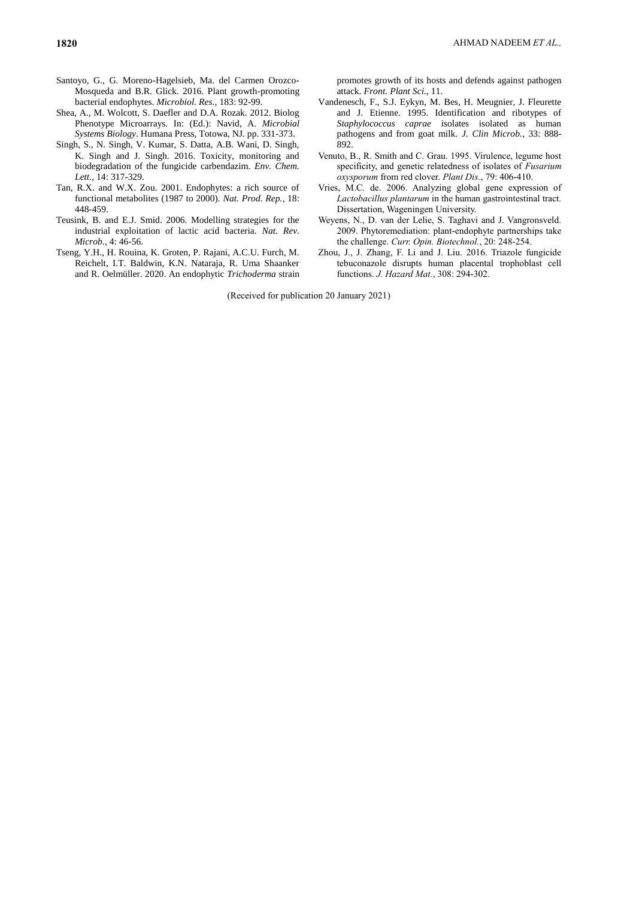Santoyo, G., G. Moreno-Hagelsieb, Ma. del Carmen Orozco-Mosqueda and B.R. Glick. 2016. Plant growth-promoting bacterial endophytes. *Microbiol. Res.*, 183: 92-99.

Shea, A., M. Wolcott, S. Daefler and D.A. Rozak. 2012. Biolog Phenotype Microarrays. In: (Ed.): Navid, A. *Microbial Systems Biology*. Humana Press, Totowa, NJ. pp. 331-373.

Singh, S., N. Singh, V. Kumar, S. Datta, A.B. Wani, D. Singh, K. Singh and J. Singh. 2016. Toxicity, monitoring and biodegradation of the fungicide carbendazim. *Env. Chem. Lett.*, 14: 317-329.

Tan, R.X. and W.X. Zou. 2001. Endophytes: a rich source of functional metabolites (1987 to 2000). *Nat. Prod. Rep.*, 18: 448-459.

Teusink, B. and E.J. Smid. 2006. Modelling strategies for the industrial exploitation of lactic acid bacteria. *Nat. Rev. Microb.*, 4: 46-56.

Tseng, Y.H., H. Rouina, K. Groten, P. Rajani, A.C.U. Furch, M. Reichelt, I.T. Baldwin, K.N. Nataraja, R. Uma Shaanker and R. Oelmüller. 2020. An endophytic *Trichoderma* strain promotes growth of its hosts and defends against pathogen attack. *Front. Plant Sci.*, 11.

Vandenesch, F., S.J. Eykyn, M. Bes, H. Meugnier, J. Fleurette and J. Etienne. 1995. Identification and ribotypes of *Staphylococcus caprae* isolates isolated as human pathogens and from goat milk. *J. Clin Microb.*, 33: 888-892.

Venuto, B., R. Smith and C. Grau. 1995. Virulence, legume host specificity, and genetic relatedness of isolates of *Fusarium oxysporum* from red clover. *Plant Dis.*, 79: 406-410.

Vries, M.C. de. 2006. Analyzing global gene expression of *Lactobacillus plantarum* in the human gastrointestinal tract. Dissertation, Wageningen University.

Weyens, N., D. van der Lelie, S. Taghavi and J. Vangronsveld. 2009. Phytoremediation: plant-endophyte partnerships take the challenge. *Curr. Opin. Biotechnol.*, 20: 248-254.

Zhou, J., J. Zhang, F. Li and J. Liu. 2016. Triazole fungicide tebuconazole disrupts human placental trophoblast cell functions. *J. Hazard Mat.*, 308: 294-302.

(Received for publication 20 January 2021)